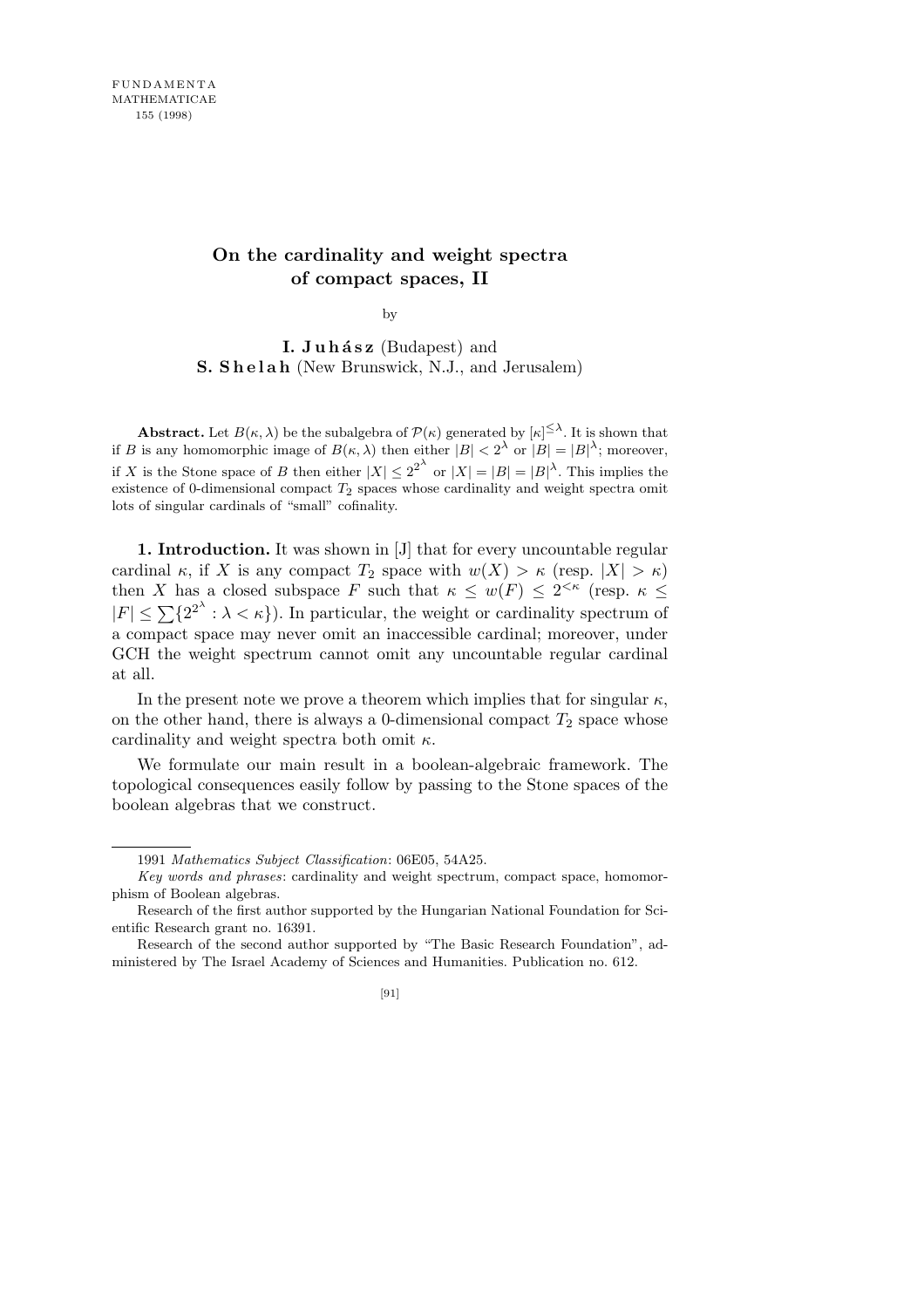# On the cardinality and weight spectra of compact spaces, II

by

**I. Juhász** (Budapest) and **S. Shelah** (New Brunswick, N.J., and Jerusalem)

**Abstract.** Let $B(\kappa, \lambda)$ be the subalgebra of $\mathcal{P}(\kappa)$ generated by $[\kappa]^{\leq\lambda}$. It is shown that if $B$ is any homomorphic image of $B(\kappa, \lambda)$ then either $|B| < 2^\lambda$ or $|B| = |B|^\lambda$; moreover, if $X$ is the Stone space of $B$ then either $|X| \leq 2^{2^\lambda}$ or $|X| = |B| = |B|^\lambda$. This implies the existence of 0-dimensional compact $T_2$ spaces whose cardinality and weight spectra omit lots of singular cardinals of "small" cofinality.

**1. Introduction.** It was shown in [J] that for every uncountable regular cardinal $\kappa$, if $X$ is any compact $T_2$ space with $w(X) > \kappa$ (resp. $|X| > \kappa$) then $X$ has a closed subspace $F$ such that $\kappa \leq w(F) \leq 2^{<\kappa}$ (resp. $\kappa \leq |F| \leq \sum\{2^{2^\lambda} : \lambda < \kappa\}$). In particular, the weight or cardinality spectrum of a compact space may never omit an inaccessible cardinal; moreover, under GCH the weight spectrum cannot omit any uncountable regular cardinal at all.

In the present note we prove a theorem which implies that for singular $\kappa$, on the other hand, there is always a 0-dimensional compact $T_2$ space whose cardinality and weight spectra both omit $\kappa$.

We formulate our main result in a boolean-algebraic framework. The topological consequences easily follow by passing to the Stone spaces of the boolean algebras that we construct.

---

1991 *Mathematics Subject Classification*: 06E05, 54A25.

*Key words and phrases*: cardinality and weight spectrum, compact space, homomorphism of Boolean algebras.

Research of the first author supported by the Hungarian National Foundation for Scientific Research grant no. 16391.

Research of the second author supported by "The Basic Research Foundation", administered by The Israel Academy of Sciences and Humanities. Publication no. 612.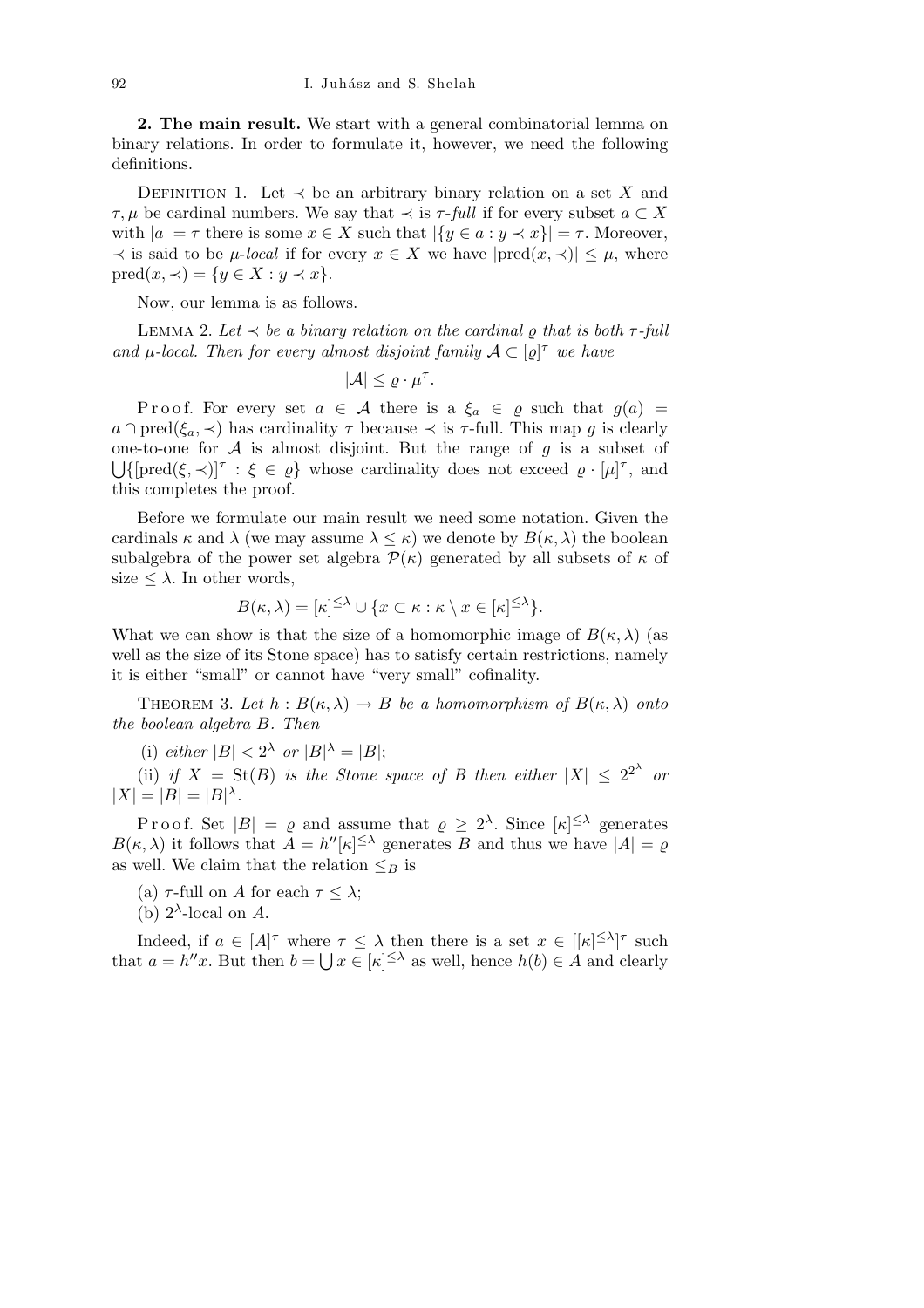**2. The main result.** We start with a general combinatorial lemma on binary relations. In order to formulate it, however, we need the following definitions.

Definition 1. Let $\prec$ be an arbitrary binary relation on a set $X$ and $\tau, \mu$ be cardinal numbers. We say that $\prec$ is *$\tau$-full* if for every subset $a \subset X$ with $|a| = \tau$ there is some $x \in X$ such that $|\{y \in a : y \prec x\}| = \tau$. Moreover, $\prec$ is said to be *$\mu$-local* if for every $x \in X$ we have $|\mathrm{pred}(x, \prec)| \leq \mu$, where $\mathrm{pred}(x, \prec) = \{y \in X : y \prec x\}$.

Now, our lemma is as follows.

Lemma 2. *Let $\prec$ be a binary relation on the cardinal $\varrho$ that is both $\tau$-full and $\mu$-local. Then for every almost disjoint family $\mathcal{A} \subset [\varrho]^\tau$ we have*

$$|\mathcal{A}| \leq \varrho \cdot \mu^\tau.$$

Proof. For every set $a \in \mathcal{A}$ there is a $\xi_a \in \varrho$ such that $g(a) = a \cap \mathrm{pred}(\xi_a, \prec)$ has cardinality $\tau$ because $\prec$ is $\tau$-full. This map $g$ is clearly one-to-one for $\mathcal{A}$ is almost disjoint. But the range of $g$ is a subset of $\bigcup\{[\mathrm{pred}(\xi, \prec)]^\tau : \xi \in \varrho\}$ whose cardinality does not exceed $\varrho \cdot [\mu]^\tau$, and this completes the proof.

Before we formulate our main result we need some notation. Given the cardinals $\kappa$ and $\lambda$ (we may assume $\lambda \leq \kappa$) we denote by $B(\kappa, \lambda)$ the boolean subalgebra of the power set algebra $\mathcal{P}(\kappa)$ generated by all subsets of $\kappa$ of size $\leq \lambda$. In other words,

$$B(\kappa, \lambda) = [\kappa]^{\leq \lambda} \cup \{x \subset \kappa : \kappa \setminus x \in [\kappa]^{\leq \lambda}\}.$$

What we can show is that the size of a homomorphic image of $B(\kappa, \lambda)$ (as well as the size of its Stone space) has to satisfy certain restrictions, namely it is either "small" or cannot have "very small" cofinality.

Theorem 3. *Let $h : B(\kappa, \lambda) \to B$ be a homomorphism of $B(\kappa, \lambda)$ onto the boolean algebra $B$. Then*

(i) *either $|B| < 2^\lambda$ or $|B|^\lambda = |B|$;*

(ii) *if $X = \mathrm{St}(B)$ is the Stone space of $B$ then either $|X| \leq 2^{2^\lambda}$ or $|X| = |B| = |B|^\lambda$.*

Proof. Set $|B| = \varrho$ and assume that $\varrho \geq 2^\lambda$. Since $[\kappa]^{\leq \lambda}$ generates $B(\kappa, \lambda)$ it follows that $A = h''[\kappa]^{\leq \lambda}$ generates $B$ and thus we have $|A| = \varrho$ as well. We claim that the relation $\leq_B$ is

(a) $\tau$-full on $A$ for each $\tau \leq \lambda$;

(b) $2^\lambda$-local on $A$.

Indeed, if $a \in [A]^\tau$ where $\tau \leq \lambda$ then there is a set $x \in [[\kappa]^{\leq \lambda}]^\tau$ such that $a = h''x$. But then $b = \bigcup x \in [\kappa]^{\leq \lambda}$ as well, hence $h(b) \in A$ and clearly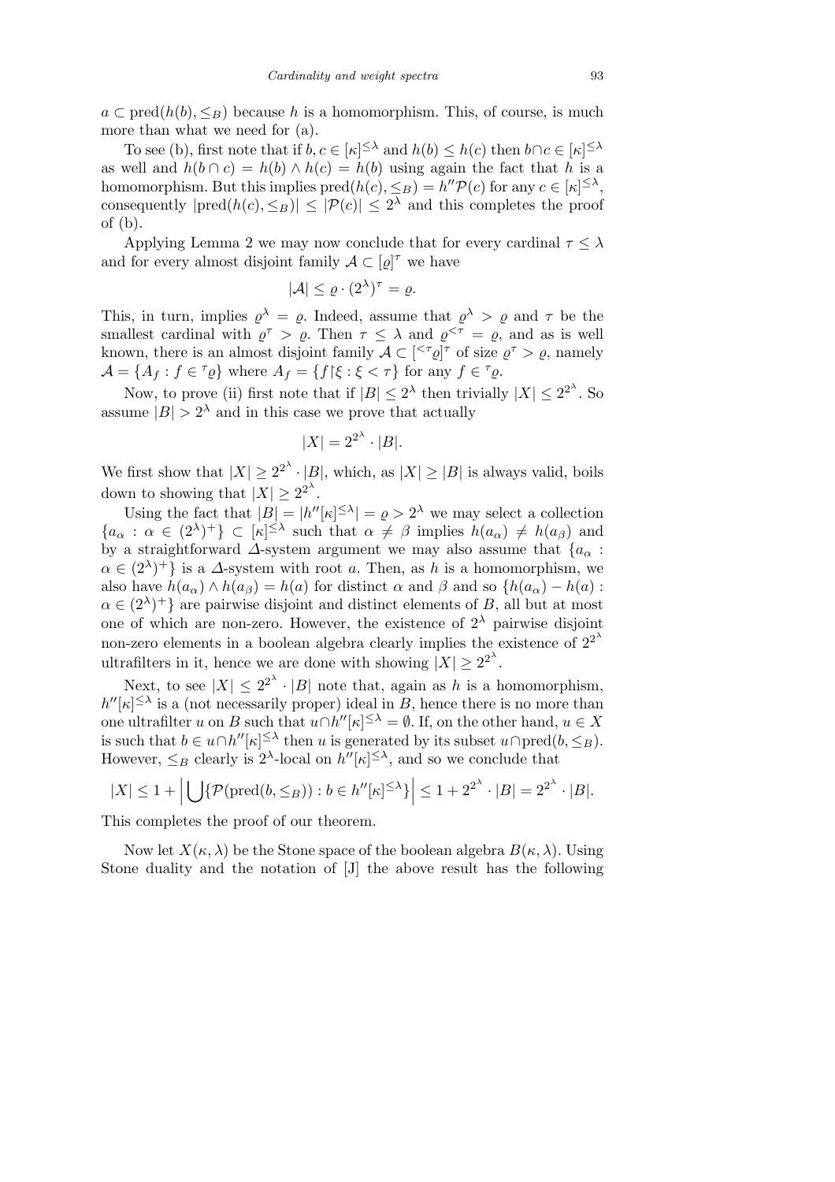$a \subset \operatorname{pred}(h(b), \leq_B)$ because $h$ is a homomorphism. This, of course, is much more than what we need for (a).

To see (b), first note that if $b, c \in [\kappa]^{\leq\lambda}$ and $h(b) \leq h(c)$ then $b \cap c \in [\kappa]^{\leq\lambda}$ as well and $h(b \cap c) = h(b) \wedge h(c) = h(b)$ using again the fact that $h$ is a homomorphism. But this implies $\operatorname{pred}(h(c), \leq_B) = h''\mathcal{P}(c)$ for any $c \in [\kappa]^{\leq\lambda}$, consequently $|\operatorname{pred}(h(c), \leq_B)| \leq |\mathcal{P}(c)| \leq 2^\lambda$ and this completes the proof of (b).

Applying Lemma 2 we may now conclude that for every cardinal $\tau \leq \lambda$ and for every almost disjoint family $\mathcal{A} \subset [\varrho]^\tau$ we have

$$|\mathcal{A}| \leq \varrho \cdot (2^\lambda)^\tau = \varrho.$$

This, in turn, implies $\varrho^\lambda = \varrho$. Indeed, assume that $\varrho^\lambda > \varrho$ and $\tau$ be the smallest cardinal with $\varrho^\tau > \varrho$. Then $\tau \leq \lambda$ and $\varrho^{<\tau} = \varrho$, and as is well known, there is an almost disjoint family $\mathcal{A} \subset [{}^{<\tau}\varrho]^\tau$ of size $\varrho^\tau > \varrho$, namely $\mathcal{A} = \{A_f : f \in {}^\tau\varrho\}$ where $A_f = \{f \restriction \xi : \xi < \tau\}$ for any $f \in {}^\tau\varrho$.

Now, to prove (ii) first note that if $|B| \leq 2^\lambda$ then trivially $|X| \leq 2^{2^\lambda}$. So assume $|B| > 2^\lambda$ and in this case we prove that actually

$$|X| = 2^{2^\lambda} \cdot |B|.$$

We first show that $|X| \geq 2^{2^\lambda} \cdot |B|$, which, as $|X| \geq |B|$ is always valid, boils down to showing that $|X| \geq 2^{2^\lambda}$.

Using the fact that $|B| = |h''[\kappa]^{\leq\lambda}| = \varrho > 2^\lambda$ we may select a collection $\{a_\alpha : \alpha \in (2^\lambda)^+\} \subset [\kappa]^{\leq\lambda}$ such that $\alpha \neq \beta$ implies $h(a_\alpha) \neq h(a_\beta)$ and by a straightforward $\Delta$-system argument we may also assume that $\{a_\alpha : \alpha \in (2^\lambda)^+\}$ is a $\Delta$-system with root $a$. Then, as $h$ is a homomorphism, we also have $h(a_\alpha) \wedge h(a_\beta) = h(a)$ for distinct $\alpha$ and $\beta$ and so $\{h(a_\alpha) - h(a) : \alpha \in (2^\lambda)^+\}$ are pairwise disjoint and distinct elements of $B$, all but at most one of which are non-zero. However, the existence of $2^\lambda$ pairwise disjoint non-zero elements in a boolean algebra clearly implies the existence of $2^{2^\lambda}$ ultrafilters in it, hence we are done with showing $|X| \geq 2^{2^\lambda}$.

Next, to see $|X| \leq 2^{2^\lambda} \cdot |B|$ note that, again as $h$ is a homomorphism, $h''[\kappa]^{\leq\lambda}$ is a (not necessarily proper) ideal in $B$, hence there is no more than one ultrafilter $u$ on $B$ such that $u \cap h''[\kappa]^{\leq\lambda} = \emptyset$. If, on the other hand, $u \in X$ is such that $b \in u \cap h''[\kappa]^{\leq\lambda}$ then $u$ is generated by its subset $u \cap \operatorname{pred}(b, \leq_B)$. However, $\leq_B$ clearly is $2^\lambda$-local on $h''[\kappa]^{\leq\lambda}$, and so we conclude that

$$|X| \leq 1 + \Big|\bigcup\{\mathcal{P}(\operatorname{pred}(b, \leq_B)) : b \in h''[\kappa]^{\leq\lambda}\}\Big| \leq 1 + 2^{2^\lambda} \cdot |B| = 2^{2^\lambda} \cdot |B|.$$

This completes the proof of our theorem.

Now let $X(\kappa, \lambda)$ be the Stone space of the boolean algebra $B(\kappa, \lambda)$. Using Stone duality and the notation of [J] the above result has the following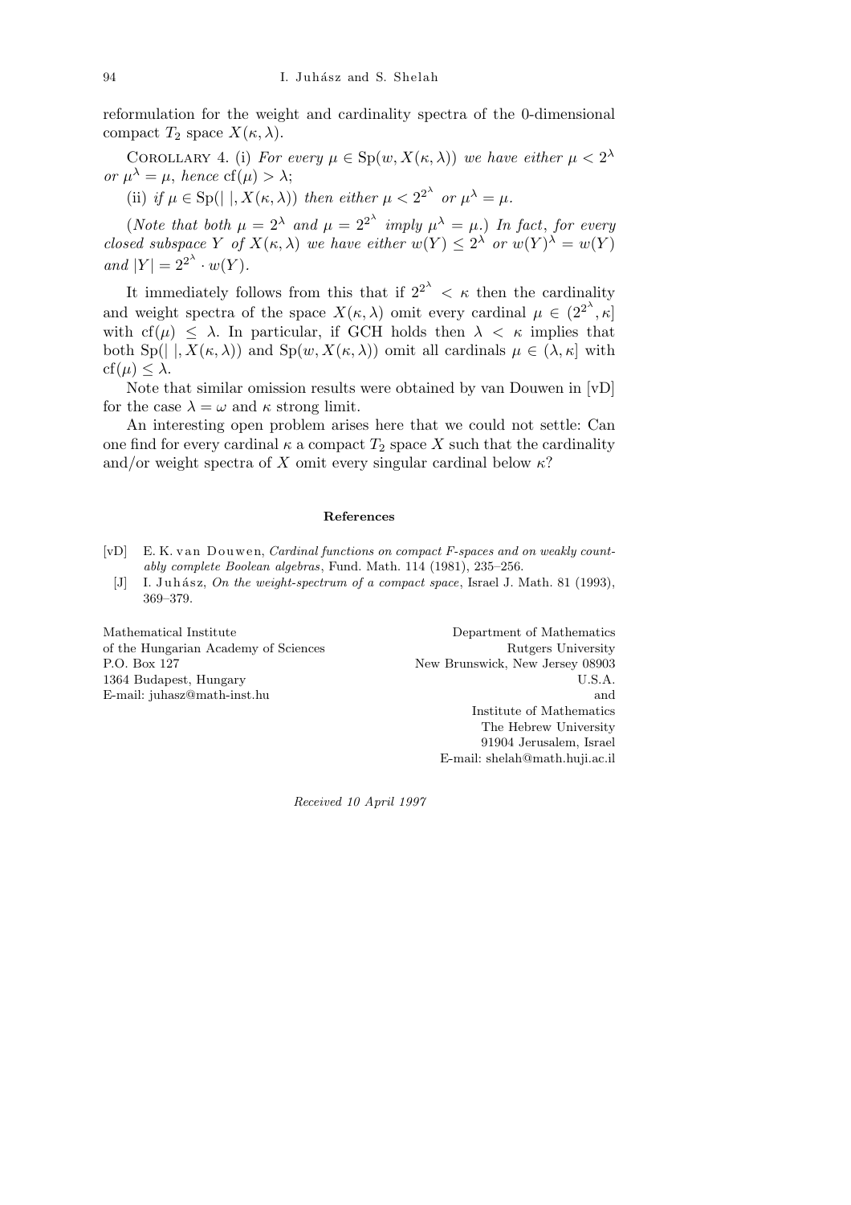reformulation for the weight and cardinality spectra of the 0-dimensional compact $T_2$ space $X(\kappa,\lambda)$.

Corollary 4. (i) *For every* $\mu \in \mathrm{Sp}(w, X(\kappa,\lambda))$ *we have either* $\mu < 2^\lambda$ *or* $\mu^\lambda = \mu$, *hence* $\mathrm{cf}(\mu) > \lambda$;

(ii) *if* $\mu \in \mathrm{Sp}(|\ |, X(\kappa,\lambda))$ *then either* $\mu < 2^{2^\lambda}$ *or* $\mu^\lambda = \mu$.

(*Note that both* $\mu = 2^\lambda$ *and* $\mu = 2^{2^\lambda}$ *imply* $\mu^\lambda = \mu$.) *In fact*, *for every closed subspace* $Y$ *of* $X(\kappa,\lambda)$ *we have either* $w(Y) \le 2^\lambda$ *or* $w(Y)^\lambda = w(Y)$ *and* $|Y| = 2^{2^\lambda} \cdot w(Y)$.

It immediately follows from this that if $2^{2^\lambda} < \kappa$ then the cardinality and weight spectra of the space $X(\kappa,\lambda)$ omit every cardinal $\mu \in (2^{2^\lambda}, \kappa]$ with $\mathrm{cf}(\mu) \le \lambda$. In particular, if GCH holds then $\lambda < \kappa$ implies that both $\mathrm{Sp}(|\ |, X(\kappa,\lambda))$ and $\mathrm{Sp}(w, X(\kappa,\lambda))$ omit all cardinals $\mu \in (\lambda,\kappa]$ with $\mathrm{cf}(\mu) \le \lambda$.

Note that similar omission results were obtained by van Douwen in [vD] for the case $\lambda = \omega$ and $\kappa$ strong limit.

An interesting open problem arises here that we could not settle: Can one find for every cardinal $\kappa$ a compact $T_2$ space $X$ such that the cardinality and/or weight spectra of $X$ omit every singular cardinal below $\kappa$?

#### References

[vD] E. K. van Douwen, *Cardinal functions on compact F-spaces and on weakly countably complete Boolean algebras*, Fund. Math. 114 (1981), 235–256.

[J] I. Juhász, *On the weight-spectrum of a compact space*, Israel J. Math. 81 (1993), 369–379.

Mathematical Institute
of the Hungarian Academy of Sciences
P.O. Box 127
1364 Budapest, Hungary
E-mail: juhasz@math-inst.hu

Department of Mathematics
Rutgers University
New Brunswick, New Jersey 08903
U.S.A.
and
Institute of Mathematics
The Hebrew University
91904 Jerusalem, Israel
E-mail: shelah@math.huji.ac.il

*Received 10 April 1997*